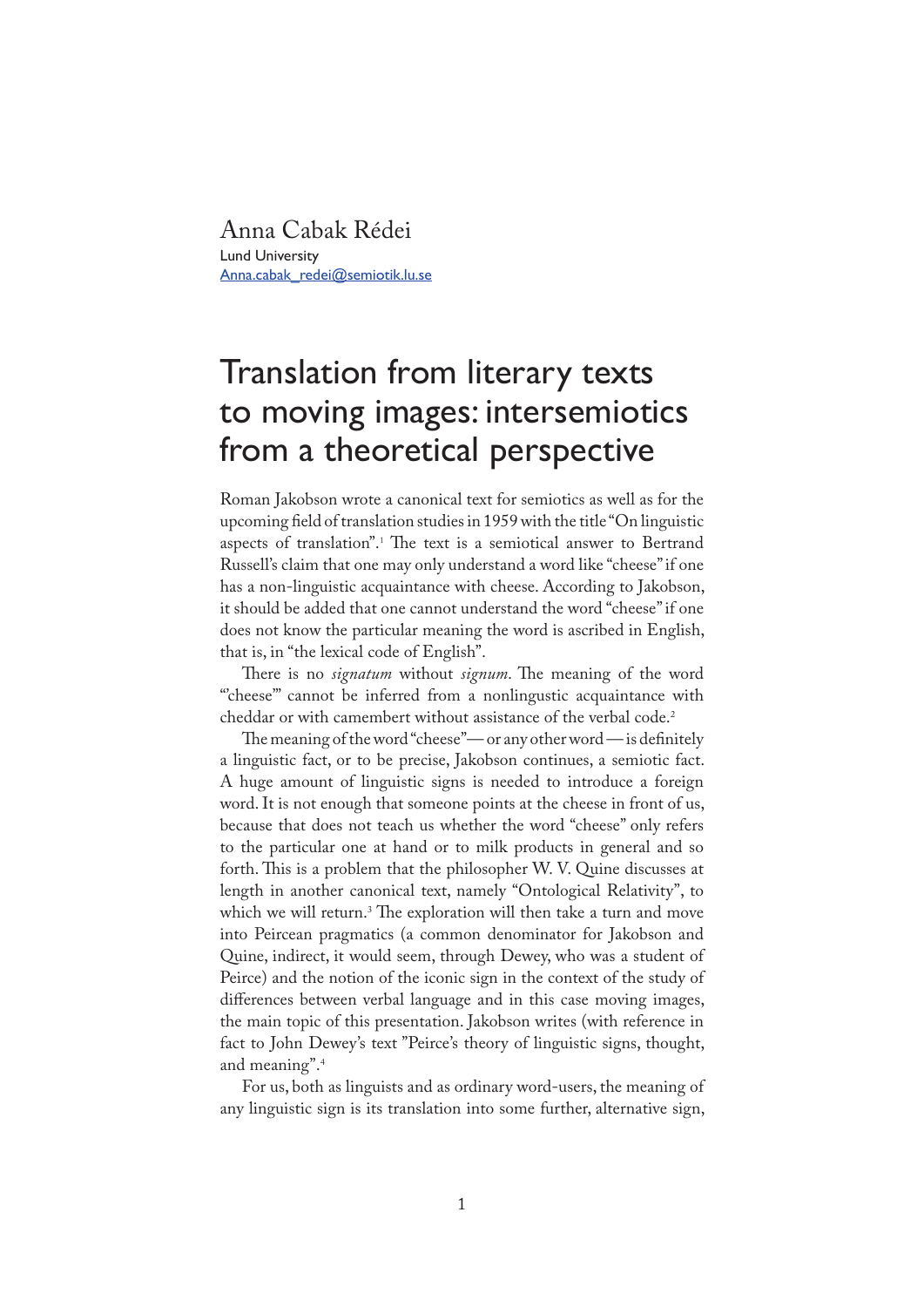Anna Cabak Rédei
Lund University
Anna.cabak_redei@semiotik.lu.se

# Translation from literary texts to moving images: intersemiotics from a theoretical perspective

Roman Jakobson wrote a canonical text for semiotics as well as for the upcoming field of translation studies in 1959 with the title "On linguistic aspects of translation".[1] The text is a semiotical answer to Bertrand Russell's claim that one may only understand a word like "cheese" if one has a non-linguistic acquaintance with cheese. According to Jakobson, it should be added that one cannot understand the word "cheese" if one does not know the particular meaning the word is ascribed in English, that is, in "the lexical code of English".

There is no *signatum* without *signum*. The meaning of the word "'cheese'" cannot be inferred from a nonlingustic acquaintance with cheddar or with camembert without assistance of the verbal code.[2]

The meaning of the word "cheese"— or any other word — is definitely a linguistic fact, or to be precise, Jakobson continues, a semiotic fact. A huge amount of linguistic signs is needed to introduce a foreign word. It is not enough that someone points at the cheese in front of us, because that does not teach us whether the word "cheese" only refers to the particular one at hand or to milk products in general and so forth. This is a problem that the philosopher W. V. Quine discusses at length in another canonical text, namely "Ontological Relativity", to which we will return.[3] The exploration will then take a turn and move into Peircean pragmatics (a common denominator for Jakobson and Quine, indirect, it would seem, through Dewey, who was a student of Peirce) and the notion of the iconic sign in the context of the study of differences between verbal language and in this case moving images, the main topic of this presentation. Jakobson writes (with reference in fact to John Dewey's text "Peirce's theory of linguistic signs, thought, and meaning".[4]

For us, both as linguists and as ordinary word-users, the meaning of any linguistic sign is its translation into some further, alternative sign,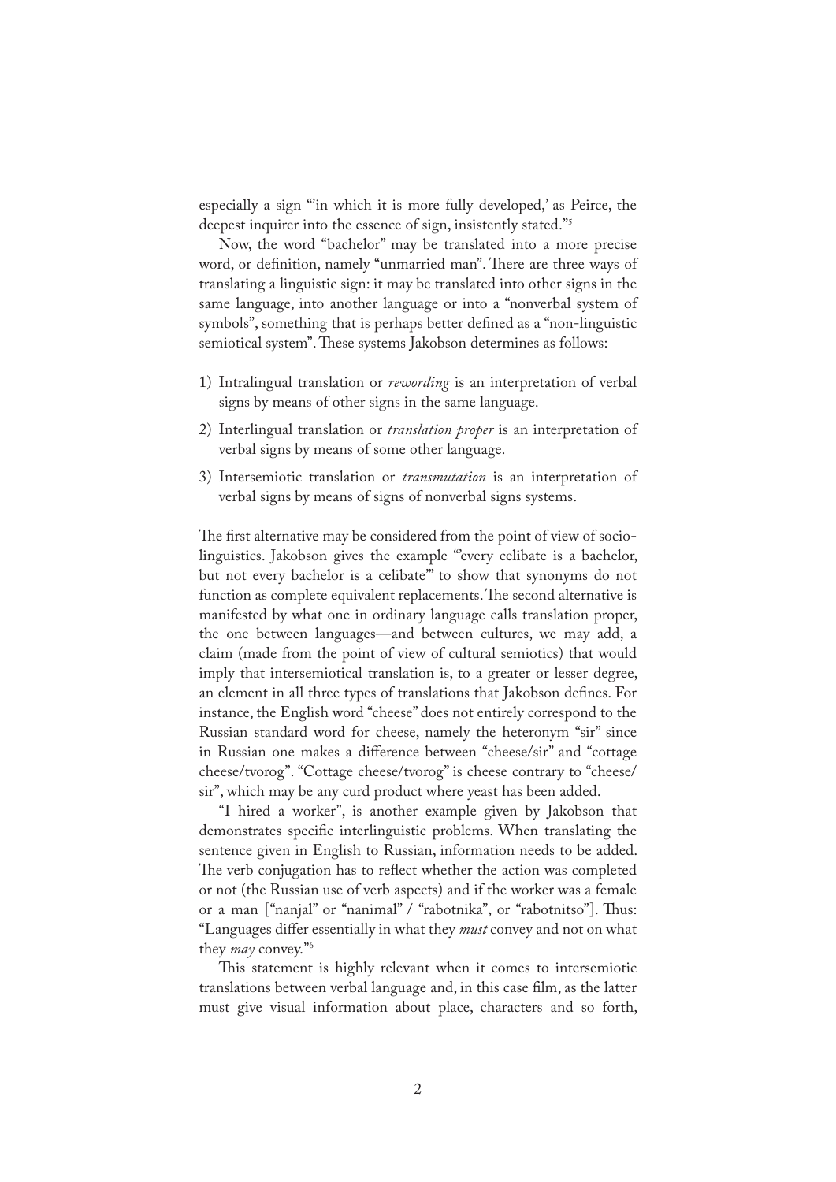especially a sign "'in which it is more fully developed,' as Peirce, the deepest inquirer into the essence of sign, insistently stated."[5]

Now, the word "bachelor" may be translated into a more precise word, or definition, namely "unmarried man". There are three ways of translating a linguistic sign: it may be translated into other signs in the same language, into another language or into a "nonverbal system of symbols", something that is perhaps better defined as a "non-linguistic semiotical system". These systems Jakobson determines as follows:

1) Intralingual translation or *rewording* is an interpretation of verbal signs by means of other signs in the same language.
2) Interlingual translation or *translation proper* is an interpretation of verbal signs by means of some other language.
3) Intersemiotic translation or *transmutation* is an interpretation of verbal signs by means of signs of nonverbal signs systems.

The first alternative may be considered from the point of view of socio-linguistics. Jakobson gives the example "'every celibate is a bachelor, but not every bachelor is a celibate'" to show that synonyms do not function as complete equivalent replacements. The second alternative is manifested by what one in ordinary language calls translation proper, the one between languages—and between cultures, we may add, a claim (made from the point of view of cultural semiotics) that would imply that intersemiotical translation is, to a greater or lesser degree, an element in all three types of translations that Jakobson defines. For instance, the English word "cheese" does not entirely correspond to the Russian standard word for cheese, namely the heteronym "sir" since in Russian one makes a difference between "cheese/sir" and "cottage cheese/tvorog". "Cottage cheese/tvorog" is cheese contrary to "cheese/sir", which may be any curd product where yeast has been added.

"I hired a worker", is another example given by Jakobson that demonstrates specific interlinguistic problems. When translating the sentence given in English to Russian, information needs to be added. The verb conjugation has to reflect whether the action was completed or not (the Russian use of verb aspects) and if the worker was a female or a man ["nanjal" or "nanimal" / "rabotnika", or "rabotnitso"]. Thus: "Languages differ essentially in what they *must* convey and not on what they *may* convey."[6]

This statement is highly relevant when it comes to intersemiotic translations between verbal language and, in this case film, as the latter must give visual information about place, characters and so forth,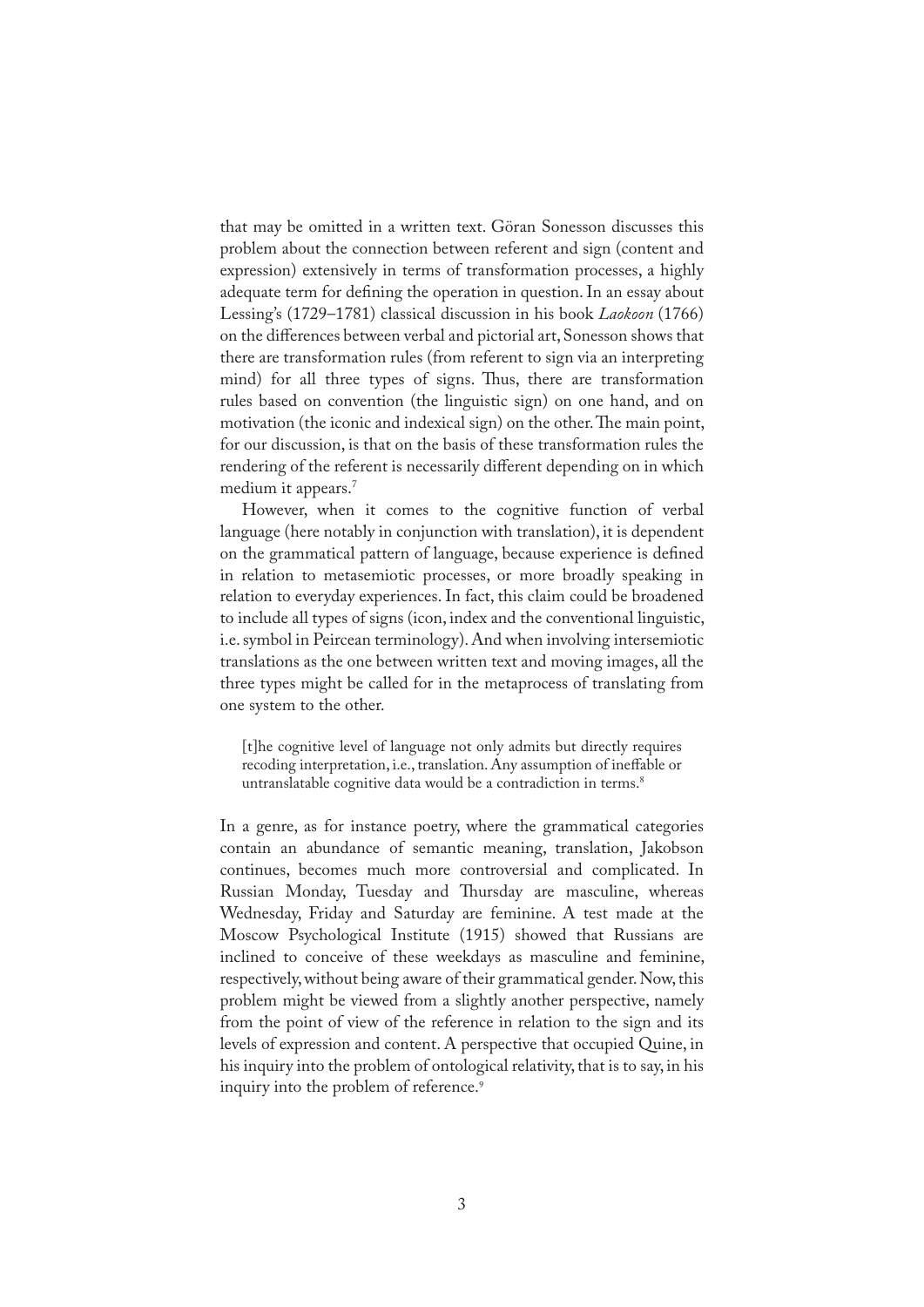that may be omitted in a written text. Göran Sonesson discusses this problem about the connection between referent and sign (content and expression) extensively in terms of transformation processes, a highly adequate term for defining the operation in question. In an essay about Lessing's (1729–1781) classical discussion in his book *Laokoon* (1766) on the differences between verbal and pictorial art, Sonesson shows that there are transformation rules (from referent to sign via an interpreting mind) for all three types of signs. Thus, there are transformation rules based on convention (the linguistic sign) on one hand, and on motivation (the iconic and indexical sign) on the other. The main point, for our discussion, is that on the basis of these transformation rules the rendering of the referent is necessarily different depending on in which medium it appears.[7]

However, when it comes to the cognitive function of verbal language (here notably in conjunction with translation), it is dependent on the grammatical pattern of language, because experience is defined in relation to metasemiotic processes, or more broadly speaking in relation to everyday experiences. In fact, this claim could be broadened to include all types of signs (icon, index and the conventional linguistic, i.e. symbol in Peircean terminology). And when involving intersemiotic translations as the one between written text and moving images, all the three types might be called for in the metaprocess of translating from one system to the other.

> [t]he cognitive level of language not only admits but directly requires recoding interpretation, i.e., translation. Any assumption of ineffable or untranslatable cognitive data would be a contradiction in terms.[8]

In a genre, as for instance poetry, where the grammatical categories contain an abundance of semantic meaning, translation, Jakobson continues, becomes much more controversial and complicated. In Russian Monday, Tuesday and Thursday are masculine, whereas Wednesday, Friday and Saturday are feminine. A test made at the Moscow Psychological Institute (1915) showed that Russians are inclined to conceive of these weekdays as masculine and feminine, respectively, without being aware of their grammatical gender. Now, this problem might be viewed from a slightly another perspective, namely from the point of view of the reference in relation to the sign and its levels of expression and content. A perspective that occupied Quine, in his inquiry into the problem of ontological relativity, that is to say, in his inquiry into the problem of reference.[9]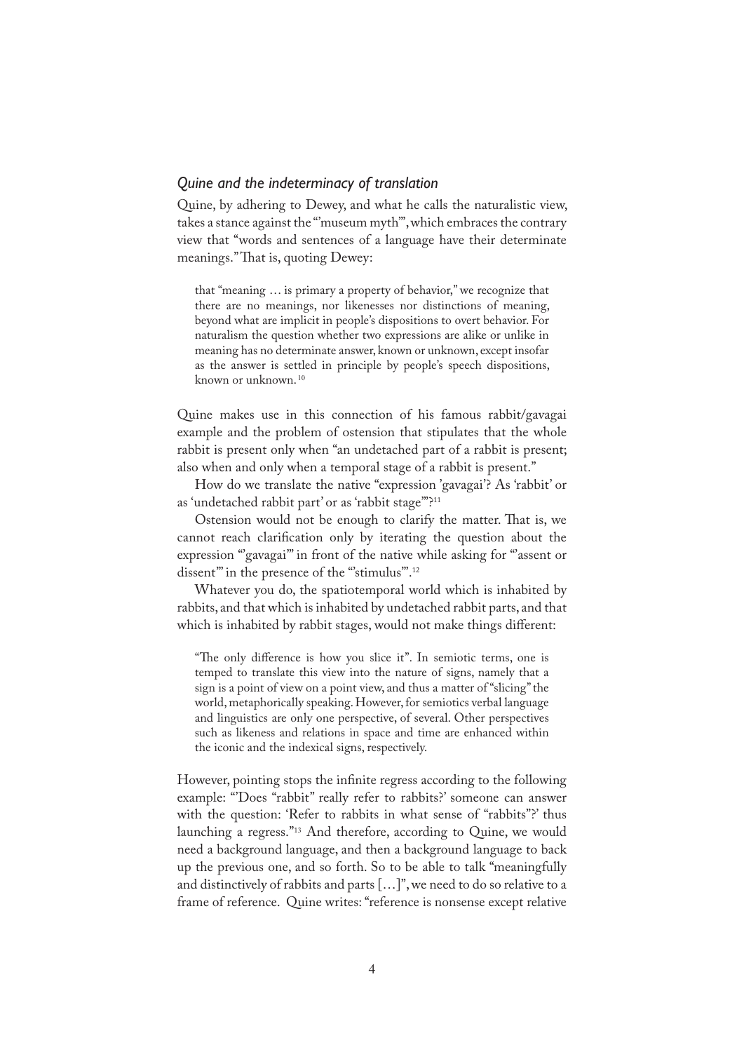### *Quine and the indeterminacy of translation*

Quine, by adhering to Dewey, and what he calls the naturalistic view, takes a stance against the "'museum myth'", which embraces the contrary view that "words and sentences of a language have their determinate meanings." That is, quoting Dewey:

> that "meaning … is primary a property of behavior," we recognize that there are no meanings, nor likenesses nor distinctions of meaning, beyond what are implicit in people's dispositions to overt behavior. For naturalism the question whether two expressions are alike or unlike in meaning has no determinate answer, known or unknown, except insofar as the answer is settled in principle by people's speech dispositions, known or unknown. [10]

Quine makes use in this connection of his famous rabbit/gavagai example and the problem of ostension that stipulates that the whole rabbit is present only when "an undetached part of a rabbit is present; also when and only when a temporal stage of a rabbit is present."

How do we translate the native "expression 'gavagai'? As 'rabbit' or as 'undetached rabbit part' or as 'rabbit stage'"?[11]

Ostension would not be enough to clarify the matter. That is, we cannot reach clarification only by iterating the question about the expression "'gavagai'" in front of the native while asking for "'assent or dissent'" in the presence of the "'stimulus'".[12]

Whatever you do, the spatiotemporal world which is inhabited by rabbits, and that which is inhabited by undetached rabbit parts, and that which is inhabited by rabbit stages, would not make things different:

> "The only difference is how you slice it". In semiotic terms, one is temped to translate this view into the nature of signs, namely that a sign is a point of view on a point view, and thus a matter of "slicing" the world, metaphorically speaking. However, for semiotics verbal language and linguistics are only one perspective, of several. Other perspectives such as likeness and relations in space and time are enhanced within the iconic and the indexical signs, respectively.

However, pointing stops the infinite regress according to the following example: "'Does "rabbit" really refer to rabbits?' someone can answer with the question: 'Refer to rabbits in what sense of "rabbits"?' thus launching a regress."[13] And therefore, according to Quine, we would need a background language, and then a background language to back up the previous one, and so forth. So to be able to talk "meaningfully and distinctively of rabbits and parts […]", we need to do so relative to a frame of reference. Quine writes: "reference is nonsense except relative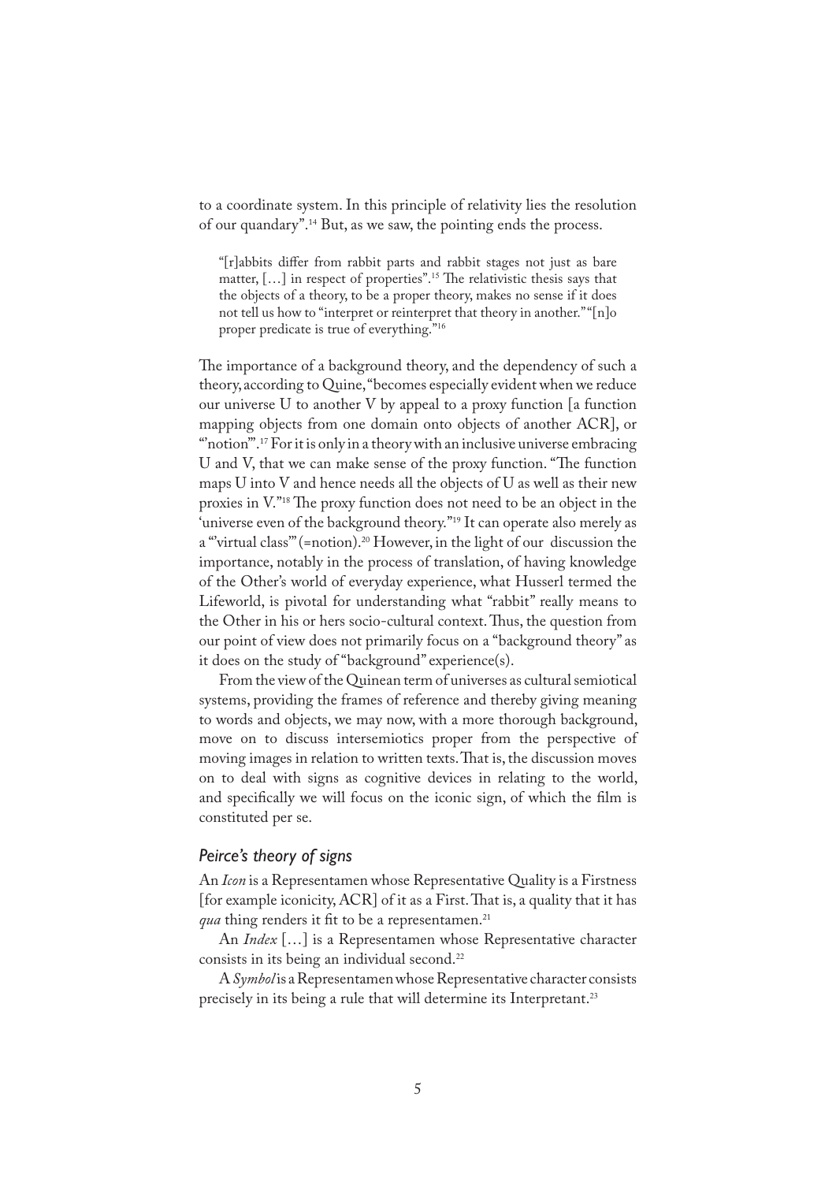to a coordinate system. In this principle of relativity lies the resolution of our quandary".[14] But, as we saw, the pointing ends the process.

> "[r]abbits differ from rabbit parts and rabbit stages not just as bare matter, […] in respect of properties".[15] The relativistic thesis says that the objects of a theory, to be a proper theory, makes no sense if it does not tell us how to "interpret or reinterpret that theory in another." "[n]o proper predicate is true of everything."[16]

The importance of a background theory, and the dependency of such a theory, according to Quine, "becomes especially evident when we reduce our universe U to another V by appeal to a proxy function [a function mapping objects from one domain onto objects of another ACR], or "'notion'".[17] For it is only in a theory with an inclusive universe embracing U and V, that we can make sense of the proxy function. "The function maps U into V and hence needs all the objects of U as well as their new proxies in V."[18] The proxy function does not need to be an object in the 'universe even of the background theory."[19] It can operate also merely as a "'virtual class'" (=notion).[20] However, in the light of our discussion the importance, notably in the process of translation, of having knowledge of the Other's world of everyday experience, what Husserl termed the Lifeworld, is pivotal for understanding what "rabbit" really means to the Other in his or hers socio-cultural context. Thus, the question from our point of view does not primarily focus on a "background theory" as it does on the study of "background" experience(s).

From the view of the Quinean term of universes as cultural semiotical systems, providing the frames of reference and thereby giving meaning to words and objects, we may now, with a more thorough background, move on to discuss intersemiotics proper from the perspective of moving images in relation to written texts. That is, the discussion moves on to deal with signs as cognitive devices in relating to the world, and specifically we will focus on the iconic sign, of which the film is constituted per se.

### *Peirce's theory of signs*

An *Icon* is a Representamen whose Representative Quality is a Firstness [for example iconicity, ACR] of it as a First. That is, a quality that it has *qua* thing renders it fit to be a representamen.[21]

An *Index* […] is a Representamen whose Representative character consists in its being an individual second.[22]

A *Symbol* is a Representamen whose Representative character consists precisely in its being a rule that will determine its Interpretant.[23]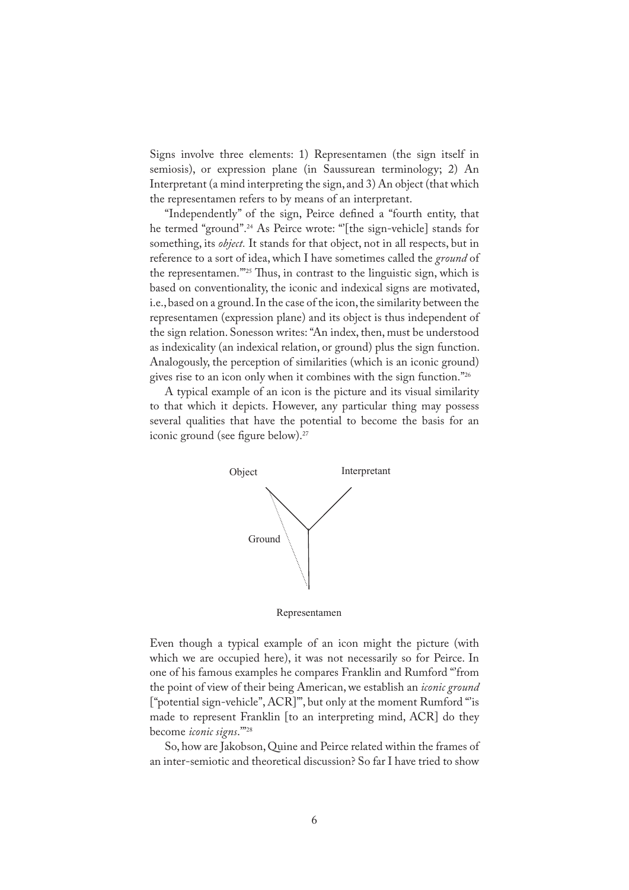Signs involve three elements: 1) Representamen (the sign itself in semiosis), or expression plane (in Saussurean terminology; 2) An Interpretant (a mind interpreting the sign, and 3) An object (that which the representamen refers to by means of an interpretant.

"Independently" of the sign, Peirce defined a "fourth entity, that he termed "ground".[24] As Peirce wrote: "'[the sign-vehicle] stands for something, its *object.* It stands for that object, not in all respects, but in reference to a sort of idea, which I have sometimes called the *ground* of the representamen.'"[25] Thus, in contrast to the linguistic sign, which is based on conventionality, the iconic and indexical signs are motivated, i.e., based on a ground. In the case of the icon, the similarity between the representamen (expression plane) and its object is thus independent of the sign relation. Sonesson writes: "An index, then, must be understood as indexicality (an indexical relation, or ground) plus the sign function. Analogously, the perception of similarities (which is an iconic ground) gives rise to an icon only when it combines with the sign function."[26]

A typical example of an icon is the picture and its visual similarity to that which it depicts. However, any particular thing may possess several qualities that have the potential to become the basis for an iconic ground (see figure below).[27]

Object Interpretant

Ground

Representamen

Even though a typical example of an icon might the picture (with which we are occupied here), it was not necessarily so for Peirce. In one of his famous examples he compares Franklin and Rumford "'from the point of view of their being American, we establish an *iconic ground* ["potential sign-vehicle", ACR]'", but only at the moment Rumford "'is made to represent Franklin [to an interpreting mind, ACR] do they become *iconic signs*.'"[28]

So, how are Jakobson, Quine and Peirce related within the frames of an inter-semiotic and theoretical discussion? So far I have tried to show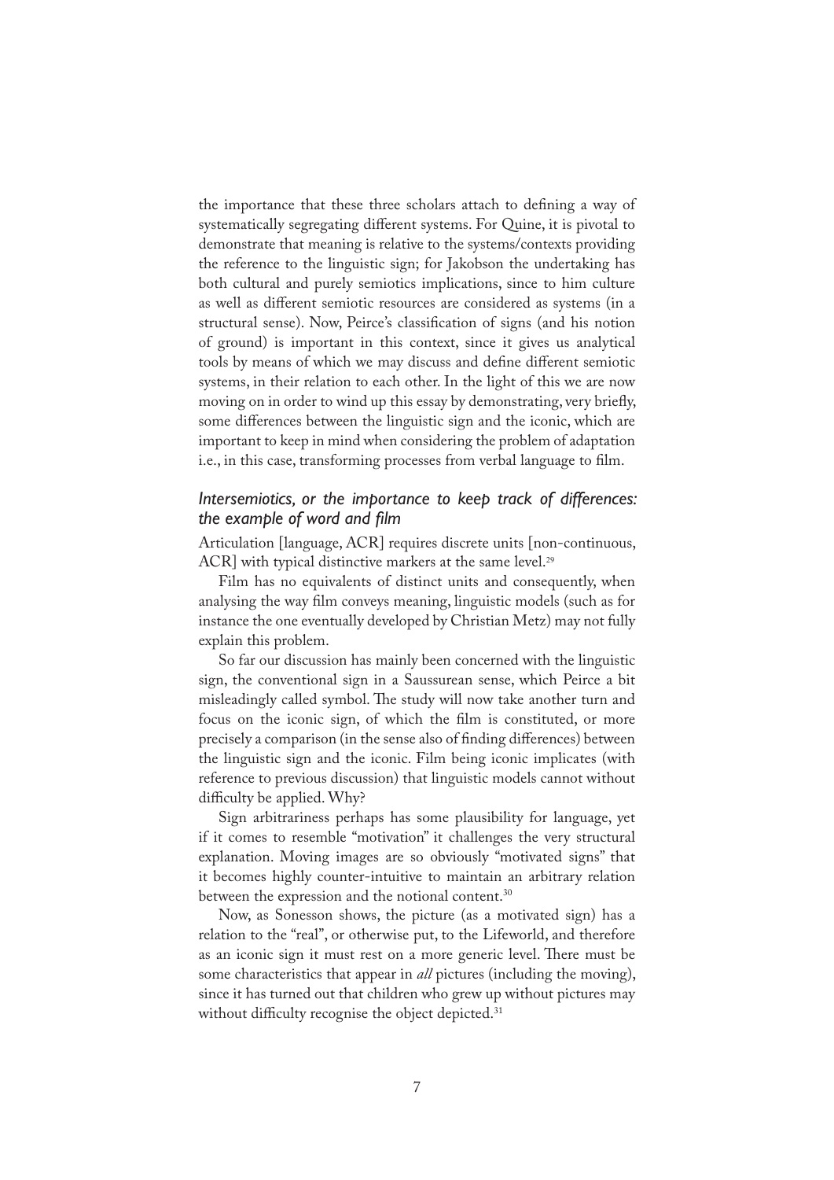the importance that these three scholars attach to defining a way of systematically segregating different systems. For Quine, it is pivotal to demonstrate that meaning is relative to the systems/contexts providing the reference to the linguistic sign; for Jakobson the undertaking has both cultural and purely semiotics implications, since to him culture as well as different semiotic resources are considered as systems (in a structural sense). Now, Peirce's classification of signs (and his notion of ground) is important in this context, since it gives us analytical tools by means of which we may discuss and define different semiotic systems, in their relation to each other. In the light of this we are now moving on in order to wind up this essay by demonstrating, very briefly, some differences between the linguistic sign and the iconic, which are important to keep in mind when considering the problem of adaptation i.e., in this case, transforming processes from verbal language to film.

## *Intersemiotics, or the importance to keep track of differences: the example of word and film*

Articulation [language, ACR] requires discrete units [non-continuous, ACR] with typical distinctive markers at the same level.[29]

Film has no equivalents of distinct units and consequently, when analysing the way film conveys meaning, linguistic models (such as for instance the one eventually developed by Christian Metz) may not fully explain this problem.

So far our discussion has mainly been concerned with the linguistic sign, the conventional sign in a Saussurean sense, which Peirce a bit misleadingly called symbol. The study will now take another turn and focus on the iconic sign, of which the film is constituted, or more precisely a comparison (in the sense also of finding differences) between the linguistic sign and the iconic. Film being iconic implicates (with reference to previous discussion) that linguistic models cannot without difficulty be applied. Why?

Sign arbitrariness perhaps has some plausibility for language, yet if it comes to resemble "motivation" it challenges the very structural explanation. Moving images are so obviously "motivated signs" that it becomes highly counter-intuitive to maintain an arbitrary relation between the expression and the notional content.[30]

Now, as Sonesson shows, the picture (as a motivated sign) has a relation to the "real", or otherwise put, to the Lifeworld, and therefore as an iconic sign it must rest on a more generic level. There must be some characteristics that appear in *all* pictures (including the moving), since it has turned out that children who grew up without pictures may without difficulty recognise the object depicted.[31]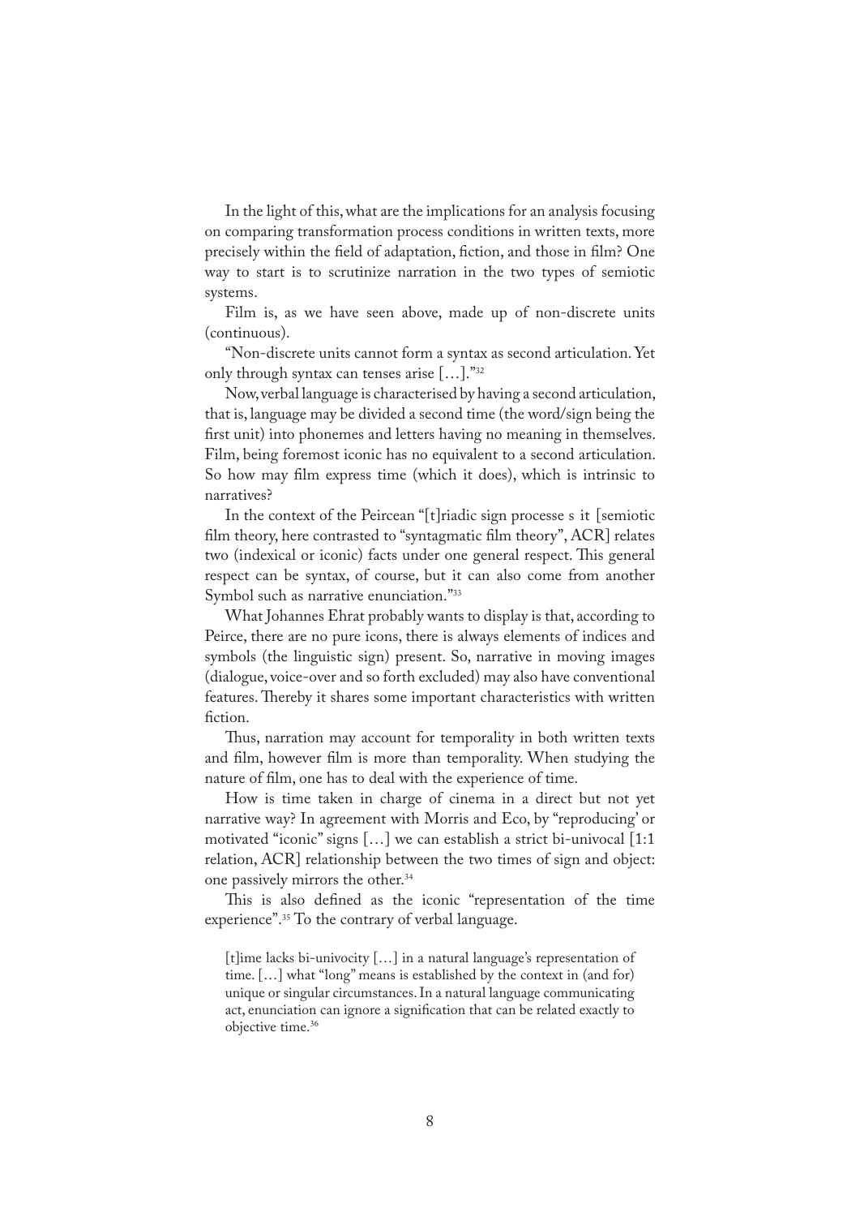In the light of this, what are the implications for an analysis focusing on comparing transformation process conditions in written texts, more precisely within the field of adaptation, fiction, and those in film? One way to start is to scrutinize narration in the two types of semiotic systems.

Film is, as we have seen above, made up of non-discrete units (continuous).

"Non-discrete units cannot form a syntax as second articulation. Yet only through syntax can tenses arise […]."[32]

Now, verbal language is characterised by having a second articulation, that is, language may be divided a second time (the word/sign being the first unit) into phonemes and letters having no meaning in themselves. Film, being foremost iconic has no equivalent to a second articulation. So how may film express time (which it does), which is intrinsic to narratives?

In the context of the Peircean "[t]riadic sign processe s it [semiotic film theory, here contrasted to "syntagmatic film theory", ACR] relates two (indexical or iconic) facts under one general respect. This general respect can be syntax, of course, but it can also come from another Symbol such as narrative enunciation."[33]

What Johannes Ehrat probably wants to display is that, according to Peirce, there are no pure icons, there is always elements of indices and symbols (the linguistic sign) present. So, narrative in moving images (dialogue, voice-over and so forth excluded) may also have conventional features. Thereby it shares some important characteristics with written fiction.

Thus, narration may account for temporality in both written texts and film, however film is more than temporality. When studying the nature of film, one has to deal with the experience of time.

How is time taken in charge of cinema in a direct but not yet narrative way? In agreement with Morris and Eco, by "reproducing' or motivated "iconic" signs […] we can establish a strict bi-univocal [1:1 relation, ACR] relationship between the two times of sign and object: one passively mirrors the other.[34]

This is also defined as the iconic "representation of the time experience".[35] To the contrary of verbal language.

> [t]ime lacks bi-univocity […] in a natural language's representation of time. […] what "long" means is established by the context in (and for) unique or singular circumstances. In a natural language communicating act, enunciation can ignore a signification that can be related exactly to objective time.[36]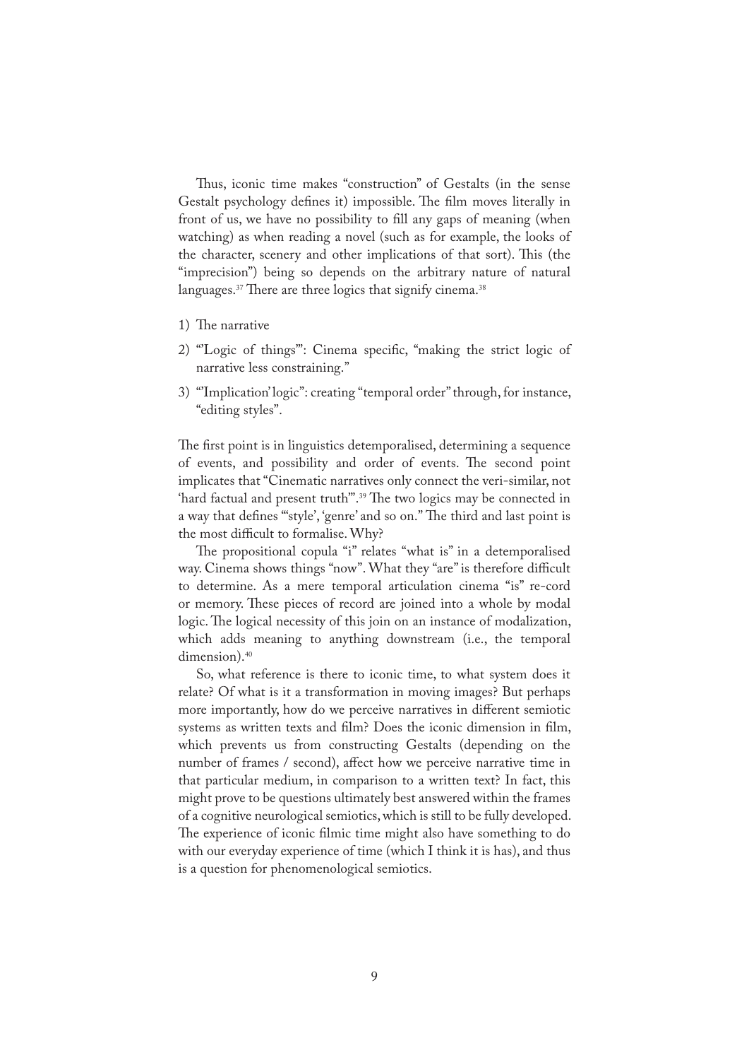Thus, iconic time makes "construction" of Gestalts (in the sense Gestalt psychology defines it) impossible. The film moves literally in front of us, we have no possibility to fill any gaps of meaning (when watching) as when reading a novel (such as for example, the looks of the character, scenery and other implications of that sort). This (the "imprecision") being so depends on the arbitrary nature of natural languages.[37] There are three logics that signify cinema.[38]

1) The narrative
2) "'Logic of things'": Cinema specific, "making the strict logic of narrative less constraining."
3) "'Implication' logic": creating "temporal order" through, for instance, "editing styles".

The first point is in linguistics detemporalised, determining a sequence of events, and possibility and order of events. The second point implicates that "Cinematic narratives only connect the veri-similar, not 'hard factual and present truth'".[39] The two logics may be connected in a way that defines "'style', 'genre' and so on." The third and last point is the most difficult to formalise. Why?

The propositional copula "i" relates "what is" in a detemporalised way. Cinema shows things "now". What they "are" is therefore difficult to determine. As a mere temporal articulation cinema "is" re-cord or memory. These pieces of record are joined into a whole by modal logic. The logical necessity of this join on an instance of modalization, which adds meaning to anything downstream (i.e., the temporal dimension).[40]

So, what reference is there to iconic time, to what system does it relate? Of what is it a transformation in moving images? But perhaps more importantly, how do we perceive narratives in different semiotic systems as written texts and film? Does the iconic dimension in film, which prevents us from constructing Gestalts (depending on the number of frames / second), affect how we perceive narrative time in that particular medium, in comparison to a written text? In fact, this might prove to be questions ultimately best answered within the frames of a cognitive neurological semiotics, which is still to be fully developed. The experience of iconic filmic time might also have something to do with our everyday experience of time (which I think it is has), and thus is a question for phenomenological semiotics.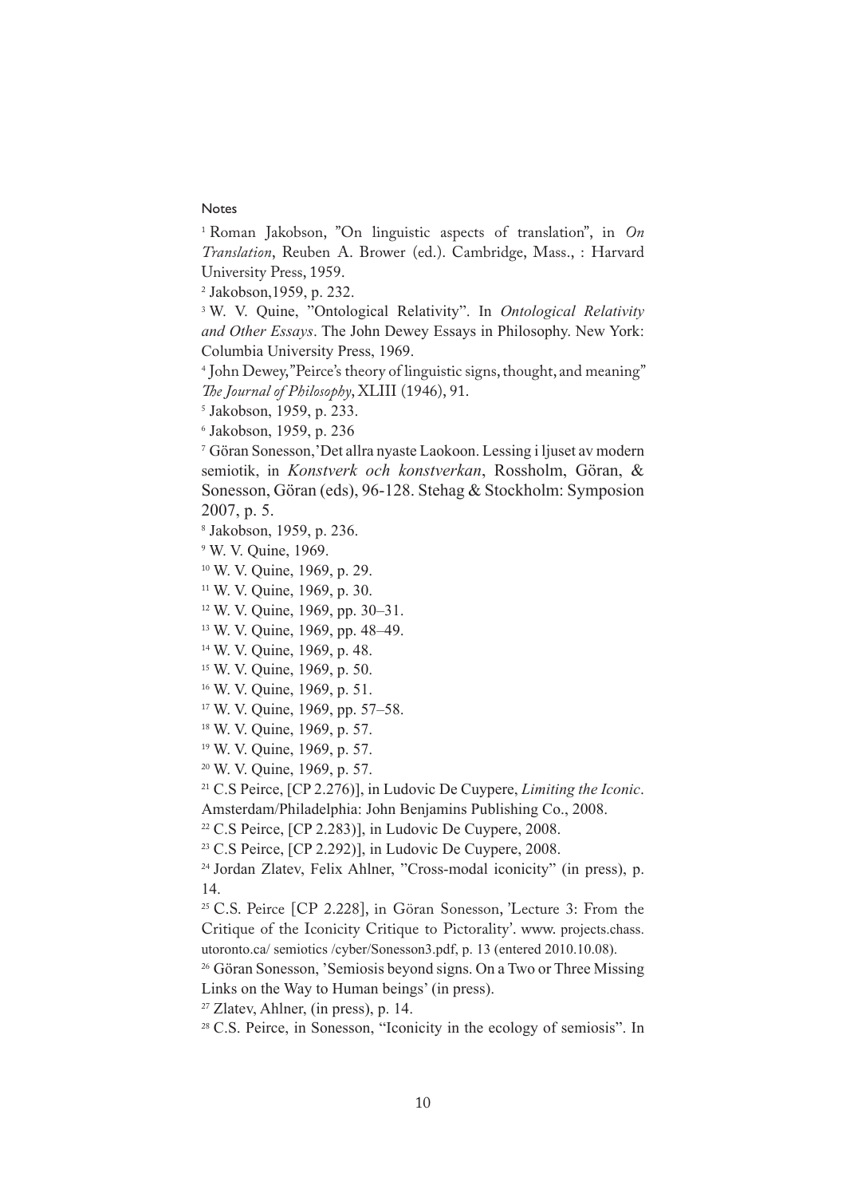Notes

[1] Roman Jakobson, "On linguistic aspects of translation", in *On Translation*, Reuben A. Brower (ed.). Cambridge, Mass., : Harvard University Press, 1959.

[2] Jakobson,1959, p. 232.

[3] W. V. Quine, "Ontological Relativity". In *Ontological Relativity and Other Essays*. The John Dewey Essays in Philosophy. New York: Columbia University Press, 1969.

[4] John Dewey,"Peirce's theory of linguistic signs, thought, and meaning" *The Journal of Philosophy*, XLIII (1946), 91.

[5] Jakobson, 1959, p. 233.

[6] Jakobson, 1959, p. 236

[7] Göran Sonesson,'Det allra nyaste Laokoon. Lessing i ljuset av modern semiotik, in *Konstverk och konstverkan*, Rossholm, Göran, & Sonesson, Göran (eds), 96-128. Stehag & Stockholm: Symposion 2007, p. 5.

[8] Jakobson, 1959, p. 236.

[9] W. V. Quine, 1969.

[10] W. V. Quine, 1969, p. 29.

[11] W. V. Quine, 1969, p. 30.

[12] W. V. Quine, 1969, pp. 30–31.

[13] W. V. Quine, 1969, pp. 48–49.

[14] W. V. Quine, 1969, p. 48.

[15] W. V. Quine, 1969, p. 50.

[16] W. V. Quine, 1969, p. 51.

[17] W. V. Quine, 1969, pp. 57–58.

[18] W. V. Quine, 1969, p. 57.

[19] W. V. Quine, 1969, p. 57.

[20] W. V. Quine, 1969, p. 57.

[21] C.S Peirce, [CP 2.276)], in Ludovic De Cuypere, *Limiting the Iconic*. Amsterdam/Philadelphia: John Benjamins Publishing Co., 2008.

[22] C.S Peirce, [CP 2.283)], in Ludovic De Cuypere, 2008.

[23] C.S Peirce, [CP 2.292)], in Ludovic De Cuypere, 2008.

[24] Jordan Zlatev, Felix Ahlner, "Cross-modal iconicity" (in press), p. 14.

[25] C.S. Peirce [CP 2.228], in Göran Sonesson, 'Lecture 3: From the Critique of the Iconicity Critique to Pictorality'. www. projects.chass. utoronto.ca/ semiotics /cyber/Sonesson3.pdf, p. 13 (entered 2010.10.08).

[26] Göran Sonesson, 'Semiosis beyond signs. On a Two or Three Missing Links on the Way to Human beings' (in press).

[27] Zlatev, Ahlner, (in press), p. 14.

[28] C.S. Peirce, in Sonesson, "Iconicity in the ecology of semiosis". In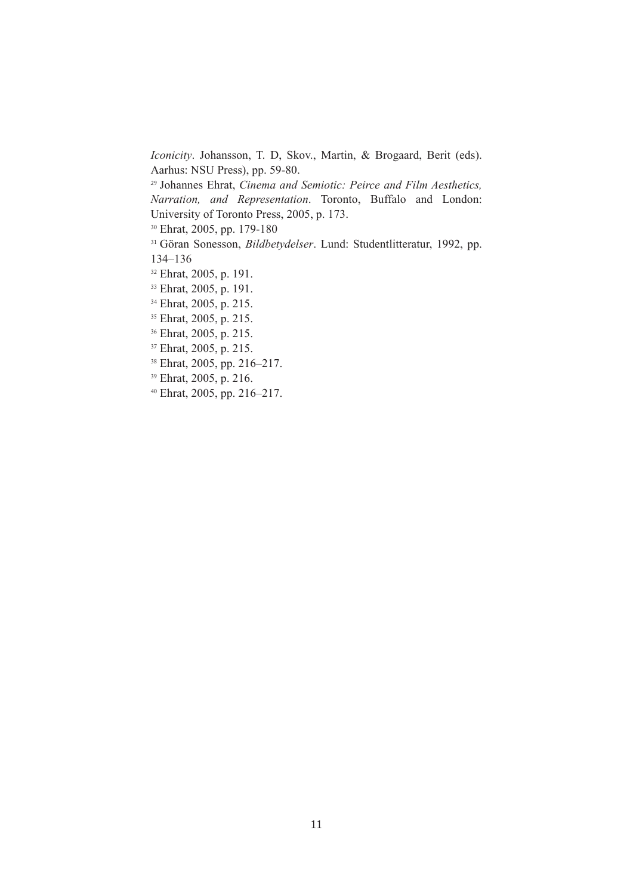*Iconicity*. Johansson, T. D, Skov., Martin, & Brogaard, Berit (eds). Aarhus: NSU Press), pp. 59-80.

[29] Johannes Ehrat, *Cinema and Semiotic: Peirce and Film Aesthetics, Narration, and Representation*. Toronto, Buffalo and London: University of Toronto Press, 2005, p. 173.

[30] Ehrat, 2005, pp. 179-180

[31] Göran Sonesson, *Bildbetydelser*. Lund: Studentlitteratur, 1992, pp. 134–136

[32] Ehrat, 2005, p. 191.

[33] Ehrat, 2005, p. 191.

[34] Ehrat, 2005, p. 215.

[35] Ehrat, 2005, p. 215.

[36] Ehrat, 2005, p. 215.

[37] Ehrat, 2005, p. 215.

[38] Ehrat, 2005, pp. 216–217.

[39] Ehrat, 2005, p. 216.

[40] Ehrat, 2005, pp. 216–217.